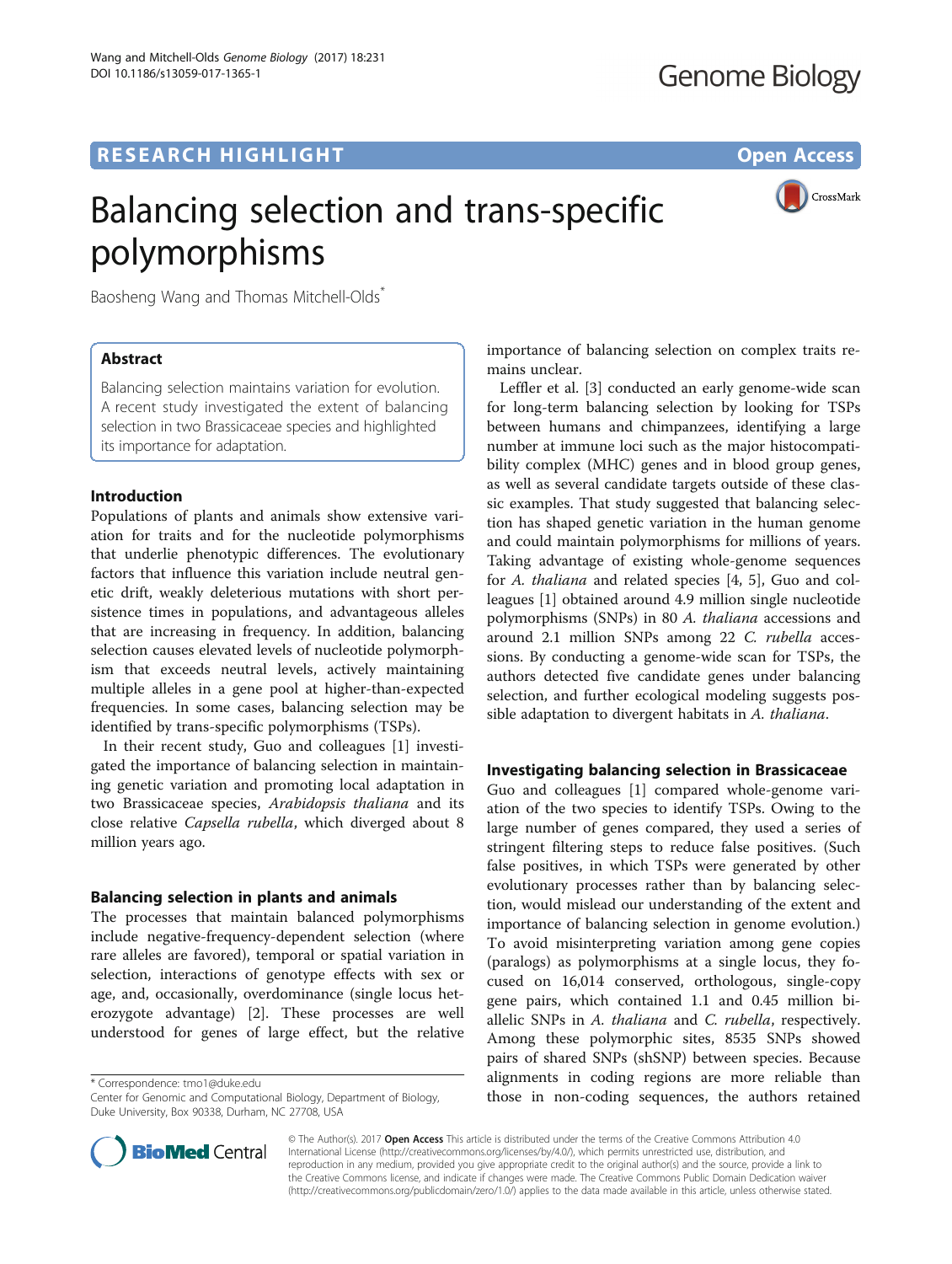# RESEARCH HIGHLIGHT

Open Access

# Balancing selection and trans-specific polymorphisms

Baosheng Wang and Thomas Mitchell-Olds*

## Abstract

Balancing selection maintains variation for evolution. A recent study investigated the extent of balancing selection in two Brassicaceae species and highlighted its importance for adaptation.

## Introduction

Populations of plants and animals show extensive variation for traits and for the nucleotide polymorphisms that underlie phenotypic differences. The evolutionary factors that influence this variation include neutral genetic drift, weakly deleterious mutations with short persistence times in populations, and advantageous alleles that are increasing in frequency. In addition, balancing selection causes elevated levels of nucleotide polymorphism that exceeds neutral levels, actively maintaining multiple alleles in a gene pool at higher-than-expected frequencies. In some cases, balancing selection may be identified by trans-specific polymorphisms (TSPs).

In their recent study, Guo and colleagues [1] investigated the importance of balancing selection in maintaining genetic variation and promoting local adaptation in two Brassicaceae species, *Arabidopsis thaliana* and its close relative *Capsella rubella*, which diverged about 8 million years ago.

## Balancing selection in plants and animals

The processes that maintain balanced polymorphisms include negative-frequency-dependent selection (where rare alleles are favored), temporal or spatial variation in selection, interactions of genotype effects with sex or age, and, occasionally, overdominance (single locus heterozygote advantage) [2]. These processes are well understood for genes of large effect, but the relative importance of balancing selection on complex traits remains unclear.

Leffler et al. [3] conducted an early genome-wide scan for long-term balancing selection by looking for TSPs between humans and chimpanzees, identifying a large number at immune loci such as the major histocompatibility complex (MHC) genes and in blood group genes, as well as several candidate targets outside of these classic examples. That study suggested that balancing selection has shaped genetic variation in the human genome and could maintain polymorphisms for millions of years. Taking advantage of existing whole-genome sequences for *A. thaliana* and related species [4, 5], Guo and colleagues [1] obtained around 4.9 million single nucleotide polymorphisms (SNPs) in 80 *A. thaliana* accessions and around 2.1 million SNPs among 22 *C. rubella* accessions. By conducting a genome-wide scan for TSPs, the authors detected five candidate genes under balancing selection, and further ecological modeling suggests possible adaptation to divergent habitats in *A. thaliana.*

## Investigating balancing selection in Brassicaceae

Guo and colleagues [1] compared whole-genome variation of the two species to identify TSPs. Owing to the large number of genes compared, they used a series of stringent filtering steps to reduce false positives. (Such false positives, in which TSPs were generated by other evolutionary processes rather than by balancing selection, would mislead our understanding of the extent and importance of balancing selection in genome evolution.) To avoid misinterpreting variation among gene copies (paralogs) as polymorphisms at a single locus, they focused on 16,014 conserved, orthologous, single-copy gene pairs, which contained 1.1 and 0.45 million biallelic SNPs in *A. thaliana* and *C. rubella*, respectively. Among these polymorphic sites, 8535 SNPs showed pairs of shared SNPs (shSNP) between species. Because alignments in coding regions are more reliable than those in non-coding sequences, the authors retained

* Correspondence: tmo1@duke.edu
Center for Genomic and Computational Biology, Department of Biology, Duke University, Box 90338, Durham, NC 27708, USA

© The Author(s). 2017 **Open Access** This article is distributed under the terms of the Creative Commons Attribution 4.0 International License (http://creativecommons.org/licenses/by/4.0/), which permits unrestricted use, distribution, and reproduction in any medium, provided you give appropriate credit to the original author(s) and the source, provide a link to the Creative Commons license, and indicate if changes were made. The Creative Commons Public Domain Dedication waiver (http://creativecommons.org/publicdomain/zero/1.0/) applies to the data made available in this article, unless otherwise stated.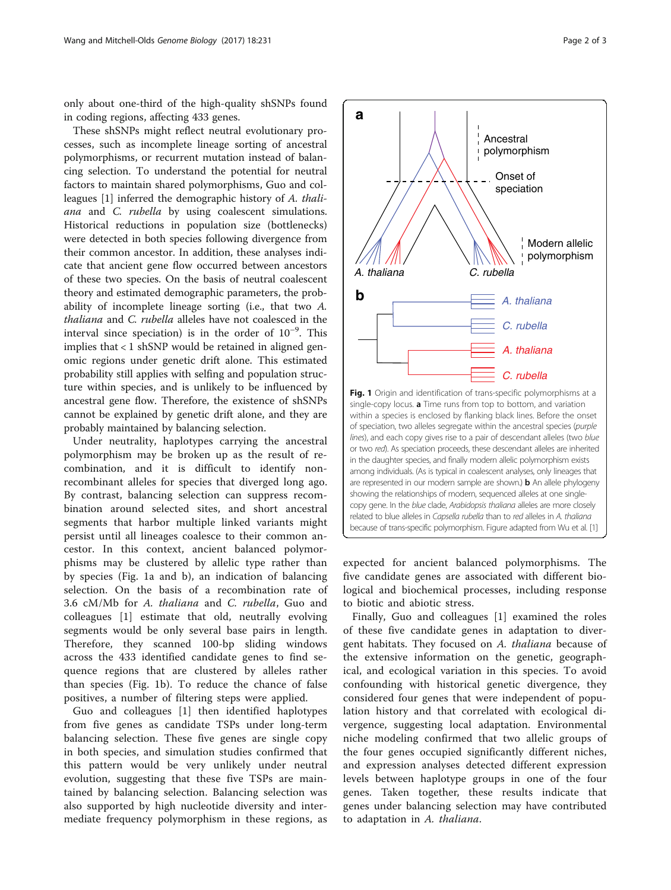only about one-third of the high-quality shSNPs found in coding regions, affecting 433 genes.

These shSNPs might reflect neutral evolutionary processes, such as incomplete lineage sorting of ancestral polymorphisms, or recurrent mutation instead of balancing selection. To understand the potential for neutral factors to maintain shared polymorphisms, Guo and colleagues [1] inferred the demographic history of *A. thaliana* and *C. rubella* by using coalescent simulations. Historical reductions in population size (bottlenecks) were detected in both species following divergence from their common ancestor. In addition, these analyses indicate that ancient gene flow occurred between ancestors of these two species. On the basis of neutral coalescent theory and estimated demographic parameters, the probability of incomplete lineage sorting (i.e., that two *A. thaliana* and *C. rubella* alleles have not coalesced in the interval since speciation) is in the order of $10^{-9}$. This implies that < 1 shSNP would be retained in aligned genomic regions under genetic drift alone. This estimated probability still applies with selfing and population structure within species, and is unlikely to be influenced by ancestral gene flow. Therefore, the existence of shSNPs cannot be explained by genetic drift alone, and they are probably maintained by balancing selection.

Under neutrality, haplotypes carrying the ancestral polymorphism may be broken up as the result of recombination, and it is difficult to identify non-recombinant alleles for species that diverged long ago. By contrast, balancing selection can suppress recombination around selected sites, and short ancestral segments that harbor multiple linked variants might persist until all lineages coalesce to their common ancestor. In this context, ancient balanced polymorphisms may be clustered by allelic type rather than by species (Fig. 1a and b), an indication of balancing selection. On the basis of a recombination rate of 3.6 cM/Mb for *A. thaliana* and *C. rubella*, Guo and colleagues [1] estimate that old, neutrally evolving segments would be only several base pairs in length. Therefore, they scanned 100-bp sliding windows across the 433 identified candidate genes to find sequence regions that are clustered by alleles rather than species (Fig. 1b). To reduce the chance of false positives, a number of filtering steps were applied.

Guo and colleagues [1] then identified haplotypes from five genes as candidate TSPs under long-term balancing selection. These five genes are single copy in both species, and simulation studies confirmed that this pattern would be very unlikely under neutral evolution, suggesting that these five TSPs are maintained by balancing selection. Balancing selection was also supported by high nucleotide diversity and intermediate frequency polymorphism in these regions, as expected for ancient balanced polymorphisms. The five candidate genes are associated with different biological and biochemical processes, including response to biotic and abiotic stress.

Finally, Guo and colleagues [1] examined the roles of these five candidate genes in adaptation to divergent habitats. They focused on *A. thaliana* because of the extensive information on the genetic, geographical, and ecological variation in this species. To avoid confounding with historical genetic divergence, they considered four genes that were independent of population history and that correlated with ecological divergence, suggesting local adaptation. Environmental niche modeling confirmed that two allelic groups of the four genes occupied significantly different niches, and expression analyses detected different expression levels between haplotype groups in one of the four genes. Taken together, these results indicate that genes under balancing selection may have contributed to adaptation in *A. thaliana*.

a
Ancestral polymorphism
Onset of speciation
Modern allelic polymorphism
A. thaliana
C. rubella

b
A. thaliana
C. rubella
A. thaliana
C. rubella

**Fig. 1** Origin and identification of trans-specific polymorphisms at a single-copy locus. **a** Time runs from top to bottom, and variation within a species is enclosed by flanking black lines. Before the onset of speciation, two alleles segregate within the ancestral species (*purple lines*), and each copy gives rise to a pair of descendant alleles (two *blue* or two *red*). As speciation proceeds, these descendant alleles are inherited in the daughter species, and finally modern allelic polymorphism exists among individuals. (As is typical in coalescent analyses, only lineages that are represented in our modern sample are shown.) **b** An allele phylogeny showing the relationships of modern, sequenced alleles at one single-copy gene. In the *blue* clade, *Arabidopsis thaliana* alleles are more closely related to blue alleles in *Capsella rubella* than to *red* alleles in *A. thaliana* because of trans-specific polymorphism. Figure adapted from Wu et al. [1]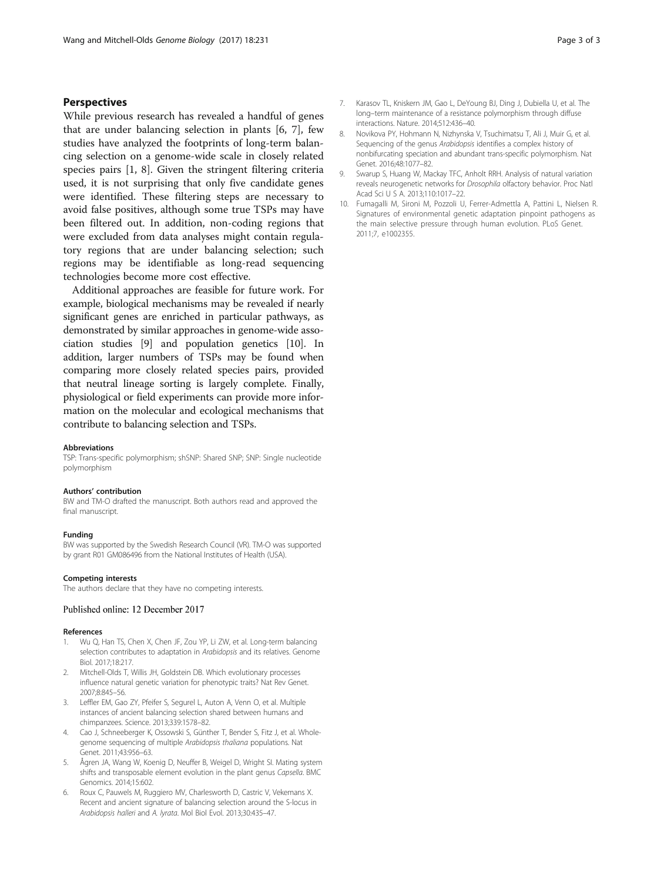## Perspectives

While previous research has revealed a handful of genes that are under balancing selection in plants [6, 7], few studies have analyzed the footprints of long-term balancing selection on a genome-wide scale in closely related species pairs [1, 8]. Given the stringent filtering criteria used, it is not surprising that only five candidate genes were identified. These filtering steps are necessary to avoid false positives, although some true TSPs may have been filtered out. In addition, non-coding regions that were excluded from data analyses might contain regulatory regions that are under balancing selection; such regions may be identifiable as long-read sequencing technologies become more cost effective.

Additional approaches are feasible for future work. For example, biological mechanisms may be revealed if nearly significant genes are enriched in particular pathways, as demonstrated by similar approaches in genome-wide association studies [9] and population genetics [10]. In addition, larger numbers of TSPs may be found when comparing more closely related species pairs, provided that neutral lineage sorting is largely complete. Finally, physiological or field experiments can provide more information on the molecular and ecological mechanisms that contribute to balancing selection and TSPs.

#### Abbreviations

TSP: Trans-specific polymorphism; shSNP: Shared SNP; SNP: Single nucleotide polymorphism

#### Authors' contribution

BW and TM-O drafted the manuscript. Both authors read and approved the final manuscript.

#### Funding

BW was supported by the Swedish Research Council (VR). TM-O was supported by grant R01 GM086496 from the National Institutes of Health (USA).

#### Competing interests

The authors declare that they have no competing interests.

Published online: 12 December 2017

#### References

1. Wu Q, Han TS, Chen X, Chen JF, Zou YP, Li ZW, et al. Long-term balancing selection contributes to adaptation in *Arabidopsis* and its relatives. Genome Biol. 2017;18:217.
2. Mitchell-Olds T, Willis JH, Goldstein DB. Which evolutionary processes influence natural genetic variation for phenotypic traits? Nat Rev Genet. 2007;8:845–56.
3. Leffler EM, Gao ZY, Pfeifer S, Segurel L, Auton A, Venn O, et al. Multiple instances of ancient balancing selection shared between humans and chimpanzees. Science. 2013;339:1578–82.
4. Cao J, Schneeberger K, Ossowski S, Günther T, Bender S, Fitz J, et al. Whole-genome sequencing of multiple *Arabidopsis thaliana* populations. Nat Genet. 2011;43:956–63.
5. Ågren JA, Wang W, Koenig D, Neuffer B, Weigel D, Wright SI. Mating system shifts and transposable element evolution in the plant genus *Capsella*. BMC Genomics. 2014;15:602.
6. Roux C, Pauwels M, Ruggiero MV, Charlesworth D, Castric V, Vekemans X. Recent and ancient signature of balancing selection around the S-locus in *Arabidopsis halleri* and *A. lyrata*. Mol Biol Evol. 2013;30:435–47.
7. Karasov TL, Kniskern JM, Gao L, DeYoung BJ, Ding J, Dubiella U, et al. The long–term maintenance of a resistance polymorphism through diffuse interactions. Nature. 2014;512:436–40.
8. Novikova PY, Hohmann N, Nizhynska V, Tsuchimatsu T, Ali J, Muir G, et al. Sequencing of the genus *Arabidopsis* identifies a complex history of nonbifurcating speciation and abundant trans-specific polymorphism. Nat Genet. 2016;48:1077–82.
9. Swarup S, Huang W, Mackay TFC, Anholt RRH. Analysis of natural variation reveals neurogenetic networks for *Drosophila* olfactory behavior. Proc Natl Acad Sci U S A. 2013;110:1017–22.
10. Fumagalli M, Sironi M, Pozzoli U, Ferrer-Admettla A, Pattini L, Nielsen R. Signatures of environmental genetic adaptation pinpoint pathogens as the main selective pressure through human evolution. PLoS Genet. 2011;7, e1002355.